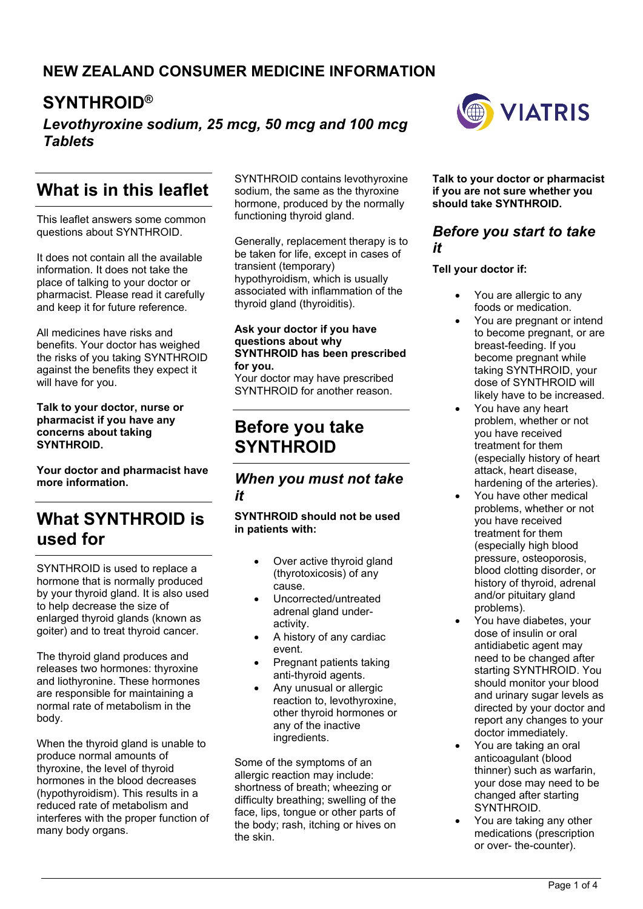# NEW ZEALAND CONSUMER MEDICINE INFORMATION

# SYNTHROID®

***Levothyroxine sodium, 25 mcg, 50 mcg and 100 mcg Tablets***

## What is in this leaflet

This leaflet answers some common questions about SYNTHROID.

It does not contain all the available information. It does not take the place of talking to your doctor or pharmacist. Please read it carefully and keep it for future reference.

All medicines have risks and benefits. Your doctor has weighed the risks of you taking SYNTHROID against the benefits they expect it will have for you.

**Talk to your doctor, nurse or pharmacist if you have any concerns about taking SYNTHROID.**

**Your doctor and pharmacist have more information.**

## What SYNTHROID is used for

SYNTHROID is used to replace a hormone that is normally produced by your thyroid gland. It is also used to help decrease the size of enlarged thyroid glands (known as goiter) and to treat thyroid cancer.

The thyroid gland produces and releases two hormones: thyroxine and liothyronine. These hormones are responsible for maintaining a normal rate of metabolism in the body.

When the thyroid gland is unable to produce normal amounts of thyroxine, the level of thyroid hormones in the blood decreases (hypothyroidism). This results in a reduced rate of metabolism and interferes with the proper function of many body organs.

SYNTHROID contains levothyroxine sodium, the same as the thyroxine hormone, produced by the normally functioning thyroid gland.

Generally, replacement therapy is to be taken for life, except in cases of transient (temporary) hypothyroidism, which is usually associated with inflammation of the thyroid gland (thyroiditis).

**Ask your doctor if you have questions about why SYNTHROID has been prescribed for you.**
Your doctor may have prescribed SYNTHROID for another reason.

## Before you take SYNTHROID

### *When you must not take it*

**SYNTHROID should not be used in patients with:**

- Over active thyroid gland (thyrotoxicosis) of any cause.
- Uncorrected/untreated adrenal gland under-activity.
- A history of any cardiac event.
- Pregnant patients taking anti-thyroid agents.
- Any unusual or allergic reaction to, levothyroxine, other thyroid hormones or any of the inactive ingredients.

Some of the symptoms of an allergic reaction may include: shortness of breath; wheezing or difficulty breathing; swelling of the face, lips, tongue or other parts of the body; rash, itching or hives on the skin.

**Talk to your doctor or pharmacist if you are not sure whether you should take SYNTHROID.**

### *Before you start to take it*

**Tell your doctor if:**

- You are allergic to any foods or medication.
- You are pregnant or intend to become pregnant, or are breast-feeding. If you become pregnant while taking SYNTHROID, your dose of SYNTHROID will likely have to be increased.
- You have any heart problem, whether or not you have received treatment for them (especially history of heart attack, heart disease, hardening of the arteries).
- You have other medical problems, whether or not you have received treatment for them (especially high blood pressure, osteoporosis, blood clotting disorder, or history of thyroid, adrenal and/or pituitary gland problems).
- You have diabetes, your dose of insulin or oral antidiabetic agent may need to be changed after starting SYNTHROID. You should monitor your blood and urinary sugar levels as directed by your doctor and report any changes to your doctor immediately.
- You are taking an oral anticoagulant (blood thinner) such as warfarin, your dose may need to be changed after starting SYNTHROID.
- You are taking any other medications (prescription or over- the-counter).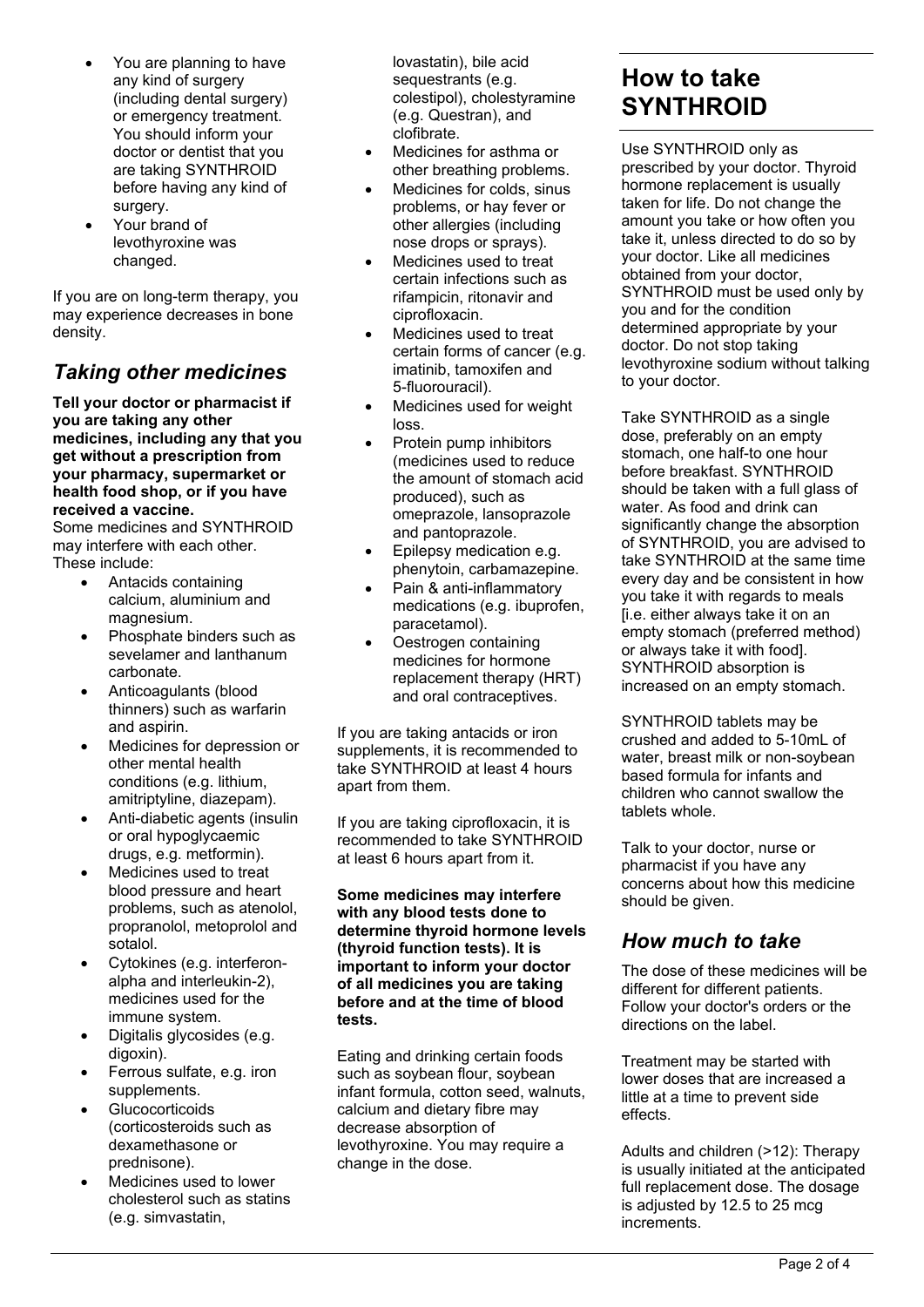- You are planning to have any kind of surgery (including dental surgery) or emergency treatment. You should inform your doctor or dentist that you are taking SYNTHROID before having any kind of surgery.
- Your brand of levothyroxine was changed.

If you are on long-term therapy, you may experience decreases in bone density.

## *Taking other medicines*

**Tell your doctor or pharmacist if you are taking any other medicines, including any that you get without a prescription from your pharmacy, supermarket or health food shop, or if you have received a vaccine.**

Some medicines and SYNTHROID may interfere with each other. These include:

- Antacids containing calcium, aluminium and magnesium.
- Phosphate binders such as sevelamer and lanthanum carbonate.
- Anticoagulants (blood thinners) such as warfarin and aspirin.
- Medicines for depression or other mental health conditions (e.g. lithium, amitriptyline, diazepam).
- Anti-diabetic agents (insulin or oral hypoglycaemic drugs, e.g. metformin).
- Medicines used to treat blood pressure and heart problems, such as atenolol, propranolol, metoprolol and sotalol.
- Cytokines (e.g. interferon-alpha and interleukin-2), medicines used for the immune system.
- Digitalis glycosides (e.g. digoxin).
- Ferrous sulfate, e.g. iron supplements.
- Glucocorticoids (corticosteroids such as dexamethasone or prednisone).
- Medicines used to lower cholesterol such as statins (e.g. simvastatin, lovastatin), bile acid sequestrants (e.g. colestipol), cholestyramine (e.g. Questran), and clofibrate.
- Medicines for asthma or other breathing problems.
- Medicines for colds, sinus problems, or hay fever or other allergies (including nose drops or sprays).
- Medicines used to treat certain infections such as rifampicin, ritonavir and ciprofloxacin.
- Medicines used to treat certain forms of cancer (e.g. imatinib, tamoxifen and 5-fluorouracil).
- Medicines used for weight loss.
- Protein pump inhibitors (medicines used to reduce the amount of stomach acid produced), such as omeprazole, lansoprazole and pantoprazole.
- Epilepsy medication e.g. phenytoin, carbamazepine.
- Pain & anti-inflammatory medications (e.g. ibuprofen, paracetamol).
- Oestrogen containing medicines for hormone replacement therapy (HRT) and oral contraceptives.

If you are taking antacids or iron supplements, it is recommended to take SYNTHROID at least 4 hours apart from them.

If you are taking ciprofloxacin, it is recommended to take SYNTHROID at least 6 hours apart from it.

**Some medicines may interfere with any blood tests done to determine thyroid hormone levels (thyroid function tests). It is important to inform your doctor of all medicines you are taking before and at the time of blood tests.**

Eating and drinking certain foods such as soybean flour, soybean infant formula, cotton seed, walnuts, calcium and dietary fibre may decrease absorption of levothyroxine. You may require a change in the dose.

# How to take SYNTHROID

Use SYNTHROID only as prescribed by your doctor. Thyroid hormone replacement is usually taken for life. Do not change the amount you take or how often you take it, unless directed to do so by your doctor. Like all medicines obtained from your doctor, SYNTHROID must be used only by you and for the condition determined appropriate by your doctor. Do not stop taking levothyroxine sodium without talking to your doctor.

Take SYNTHROID as a single dose, preferably on an empty stomach, one half-to one hour before breakfast. SYNTHROID should be taken with a full glass of water. As food and drink can significantly change the absorption of SYNTHROID, you are advised to take SYNTHROID at the same time every day and be consistent in how you take it with regards to meals [i.e. either always take it on an empty stomach (preferred method) or always take it with food]. SYNTHROID absorption is increased on an empty stomach.

SYNTHROID tablets may be crushed and added to 5-10mL of water, breast milk or non-soybean based formula for infants and children who cannot swallow the tablets whole.

Talk to your doctor, nurse or pharmacist if you have any concerns about how this medicine should be given.

## *How much to take*

The dose of these medicines will be different for different patients. Follow your doctor's orders or the directions on the label.

Treatment may be started with lower doses that are increased a little at a time to prevent side effects.

Adults and children (>12): Therapy is usually initiated at the anticipated full replacement dose. The dosage is adjusted by 12.5 to 25 mcg increments.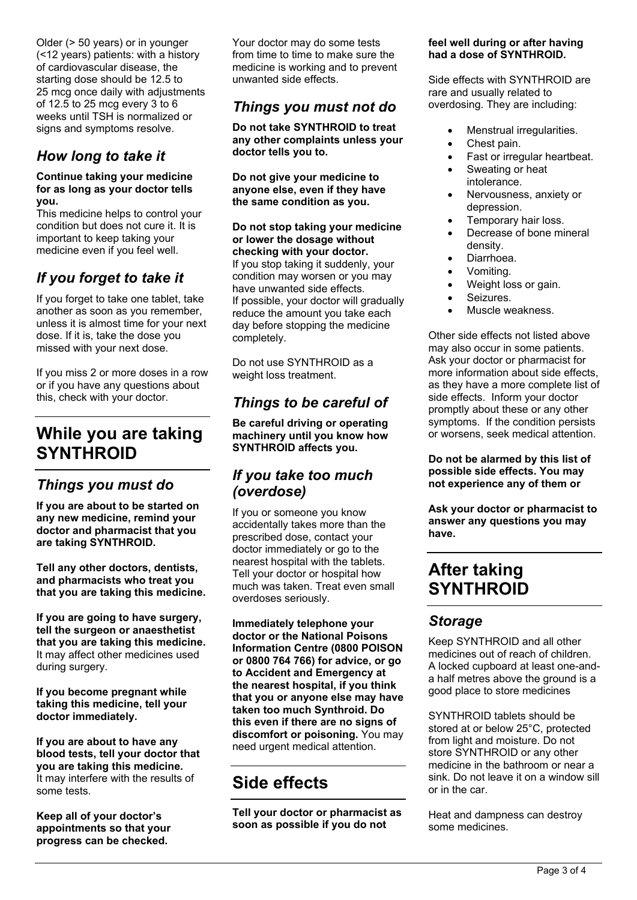Older (> 50 years) or in younger (<12 years) patients: with a history of cardiovascular disease, the starting dose should be 12.5 to 25 mcg once daily with adjustments of 12.5 to 25 mcg every 3 to 6 weeks until TSH is normalized or signs and symptoms resolve.

### *How long to take it*

**Continue taking your medicine for as long as your doctor tells you.**
This medicine helps to control your condition but does not cure it. It is important to keep taking your medicine even if you feel well.

### *If you forget to take it*

If you forget to take one tablet, take another as soon as you remember, unless it is almost time for your next dose. If it is, take the dose you missed with your next dose.

If you miss 2 or more doses in a row or if you have any questions about this, check with your doctor.

## While you are taking SYNTHROID

### *Things you must do*

**If you are about to be started on any new medicine, remind your doctor and pharmacist that you are taking SYNTHROID.**

**Tell any other doctors, dentists, and pharmacists who treat you that you are taking this medicine.**

**If you are going to have surgery, tell the surgeon or anaesthetist that you are taking this medicine.** It may affect other medicines used during surgery.

**If you become pregnant while taking this medicine, tell your doctor immediately.**

**If you are about to have any blood tests, tell your doctor that you are taking this medicine.** It may interfere with the results of some tests.

**Keep all of your doctor's appointments so that your progress can be checked.**

Your doctor may do some tests from time to time to make sure the medicine is working and to prevent unwanted side effects.

### *Things you must not do*

**Do not take SYNTHROID to treat any other complaints unless your doctor tells you to.**

**Do not give your medicine to anyone else, even if they have the same condition as you.**

**Do not stop taking your medicine or lower the dosage without checking with your doctor.**
If you stop taking it suddenly, your condition may worsen or you may have unwanted side effects.
If possible, your doctor will gradually reduce the amount you take each day before stopping the medicine completely.

Do not use SYNTHROID as a weight loss treatment.

### *Things to be careful of*

**Be careful driving or operating machinery until you know how SYNTHROID affects you.**

### *If you take too much (overdose)*

If you or someone you know accidentally takes more than the prescribed dose, contact your doctor immediately or go to the nearest hospital with the tablets. Tell your doctor or hospital how much was taken. Treat even small overdoses seriously.

**Immediately telephone your doctor or the National Poisons Information Centre (0800 POISON or 0800 764 766) for advice, or go to Accident and Emergency at the nearest hospital, if you think that you or anyone else may have taken too much Synthroid. Do this even if there are no signs of discomfort or poisoning.** You may need urgent medical attention.

## Side effects

**Tell your doctor or pharmacist as soon as possible if you do not feel well during or after having had a dose of SYNTHROID.**

Side effects with SYNTHROID are rare and usually related to overdosing. They are including:

- Menstrual irregularities.
- Chest pain.
- Fast or irregular heartbeat.
- Sweating or heat intolerance.
- Nervousness, anxiety or depression.
- Temporary hair loss.
- Decrease of bone mineral density.
- Diarrhoea.
- Vomiting.
- Weight loss or gain.
- Seizures.
- Muscle weakness.

Other side effects not listed above may also occur in some patients. Ask your doctor or pharmacist for more information about side effects, as they have a more complete list of side effects. Inform your doctor promptly about these or any other symptoms. If the condition persists or worsens, seek medical attention.

**Do not be alarmed by this list of possible side effects. You may not experience any of them or**

**Ask your doctor or pharmacist to answer any questions you may have.**

## After taking SYNTHROID

### *Storage*

Keep SYNTHROID and all other medicines out of reach of children. A locked cupboard at least one-and-a half metres above the ground is a good place to store medicines

SYNTHROID tablets should be stored at or below 25°C, protected from light and moisture. Do not store SYNTHROID or any other medicine in the bathroom or near a sink. Do not leave it on a window sill or in the car.

Heat and dampness can destroy some medicines.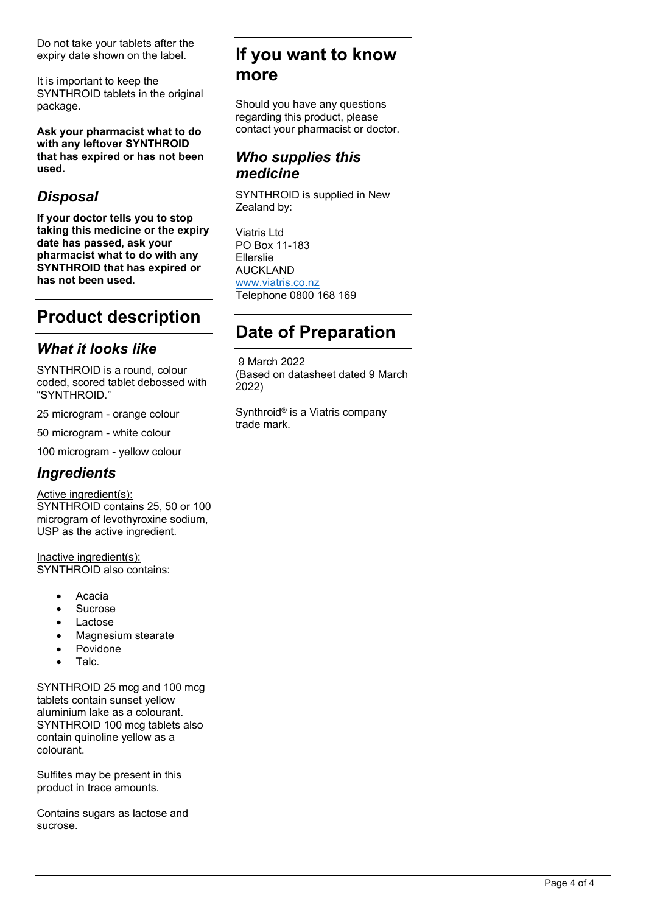Do not take your tablets after the expiry date shown on the label.

It is important to keep the SYNTHROID tablets in the original package.

**Ask your pharmacist what to do with any leftover SYNTHROID that has expired or has not been used.**

### *Disposal*

**If your doctor tells you to stop taking this medicine or the expiry date has passed, ask your pharmacist what to do with any SYNTHROID that has expired or has not been used.**

## Product description

### *What it looks like*

SYNTHROID is a round, colour coded, scored tablet debossed with "SYNTHROID."

25 microgram - orange colour

50 microgram - white colour

100 microgram - yellow colour

### *Ingredients*

Active ingredient(s):
SYNTHROID contains 25, 50 or 100 microgram of levothyroxine sodium, USP as the active ingredient.

Inactive ingredient(s):
SYNTHROID also contains:

- Acacia
- Sucrose
- Lactose
- Magnesium stearate
- Povidone
- Talc.

SYNTHROID 25 mcg and 100 mcg tablets contain sunset yellow aluminium lake as a colourant. SYNTHROID 100 mcg tablets also contain quinoline yellow as a colourant.

Sulfites may be present in this product in trace amounts.

Contains sugars as lactose and sucrose.

## If you want to know more

Should you have any questions regarding this product, please contact your pharmacist or doctor.

### *Who supplies this medicine*

SYNTHROID is supplied in New Zealand by:

Viatris Ltd
PO Box 11-183
Ellerslie
AUCKLAND
www.viatris.co.nz
Telephone 0800 168 169

## Date of Preparation

9 March 2022
(Based on datasheet dated 9 March 2022)

Synthroid® is a Viatris company trade mark.